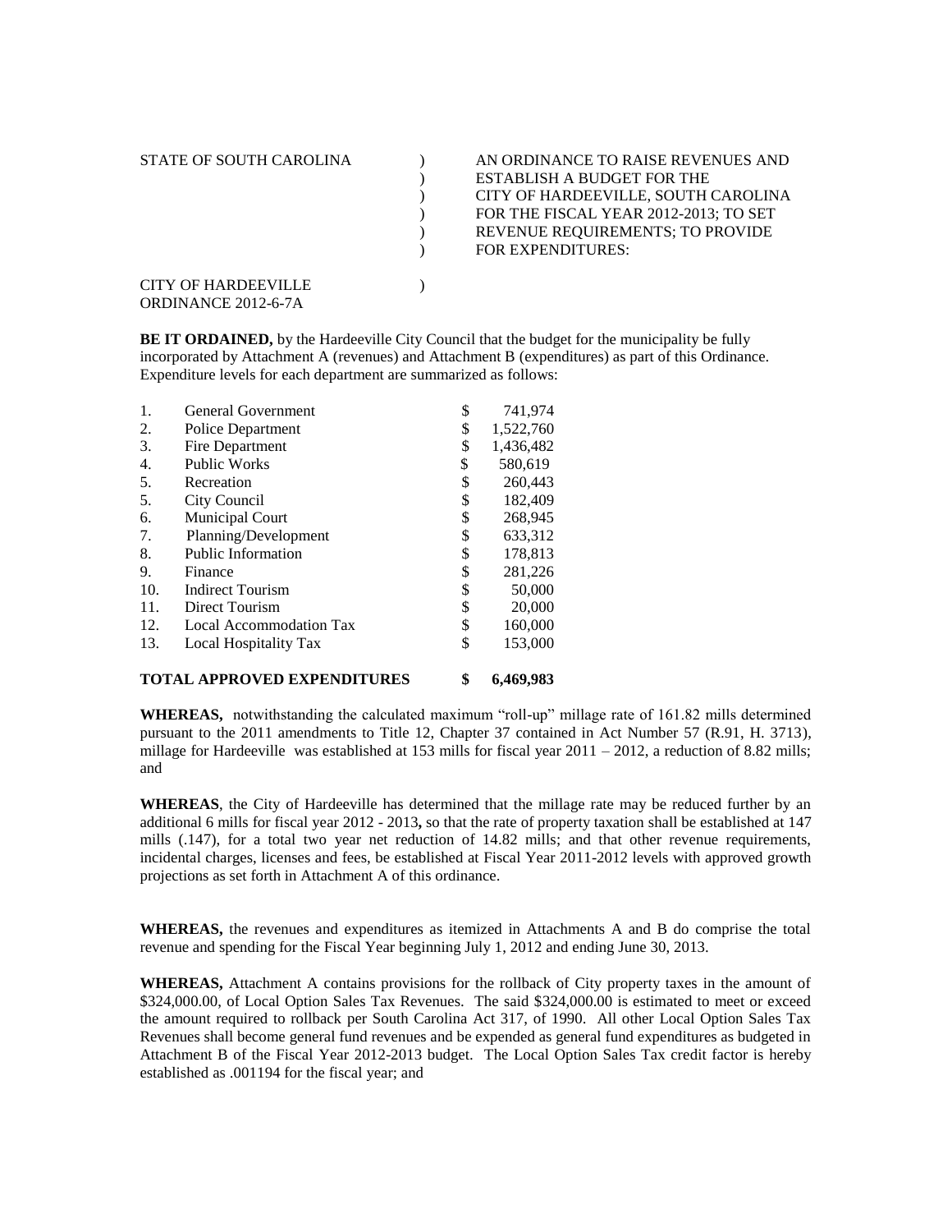STATE OF SOUTH CAROLINA )
) AN ORDINANCE TO RAISE REVENUES AND
) ESTABLISH A BUDGET FOR THE
) CITY OF HARDEEVILLE, SOUTH CAROLINA
) FOR THE FISCAL YEAR 2012-2013; TO SET
) REVENUE REQUIREMENTS; TO PROVIDE
) FOR EXPENDITURES:

CITY OF HARDEEVILLE )
ORDINANCE 2012-6-7A

**BE IT ORDAINED,** by the Hardeeville City Council that the budget for the municipality be fully incorporated by Attachment A (revenues) and Attachment B (expenditures) as part of this Ordinance. Expenditure levels for each department are summarized as follows:

| | | | |
|---|---|---|---|
| 1. | General Government | $ | 741,974 |
| 2. | Police Department | $ | 1,522,760 |
| 3. | Fire Department | $ | 1,436,482 |
| 4. | Public Works | $ | 580,619 |
| 5. | Recreation | $ | 260,443 |
| 5. | City Council | $ | 182,409 |
| 6. | Municipal Court | $ | 268,945 |
| 7. | Planning/Development | $ | 633,312 |
| 8. | Public Information | $ | 178,813 |
| 9. | Finance | $ | 281,226 |
| 10. | Indirect Tourism | $ | 50,000 |
| 11. | Direct Tourism | $ | 20,000 |
| 12. | Local Accommodation Tax | $ | 160,000 |
| 13. | Local Hospitality Tax | $ | 153,000 |
| | **TOTAL APPROVED EXPENDITURES** | **$** | **6,469,983** |

**WHEREAS,** notwithstanding the calculated maximum "roll-up" millage rate of 161.82 mills determined pursuant to the 2011 amendments to Title 12, Chapter 37 contained in Act Number 57 (R.91, H. 3713), millage for Hardeeville was established at 153 mills for fiscal year 2011 – 2012, a reduction of 8.82 mills; and

**WHEREAS**, the City of Hardeeville has determined that the millage rate may be reduced further by an additional 6 mills for fiscal year 2012 - 2013**,** so that the rate of property taxation shall be established at 147 mills (.147), for a total two year net reduction of 14.82 mills; and that other revenue requirements, incidental charges, licenses and fees, be established at Fiscal Year 2011-2012 levels with approved growth projections as set forth in Attachment A of this ordinance.

**WHEREAS,** the revenues and expenditures as itemized in Attachments A and B do comprise the total revenue and spending for the Fiscal Year beginning July 1, 2012 and ending June 30, 2013.

**WHEREAS,** Attachment A contains provisions for the rollback of City property taxes in the amount of $324,000.00, of Local Option Sales Tax Revenues. The said $324,000.00 is estimated to meet or exceed the amount required to rollback per South Carolina Act 317, of 1990. All other Local Option Sales Tax Revenues shall become general fund revenues and be expended as general fund expenditures as budgeted in Attachment B of the Fiscal Year 2012-2013 budget. The Local Option Sales Tax credit factor is hereby established as .001194 for the fiscal year; and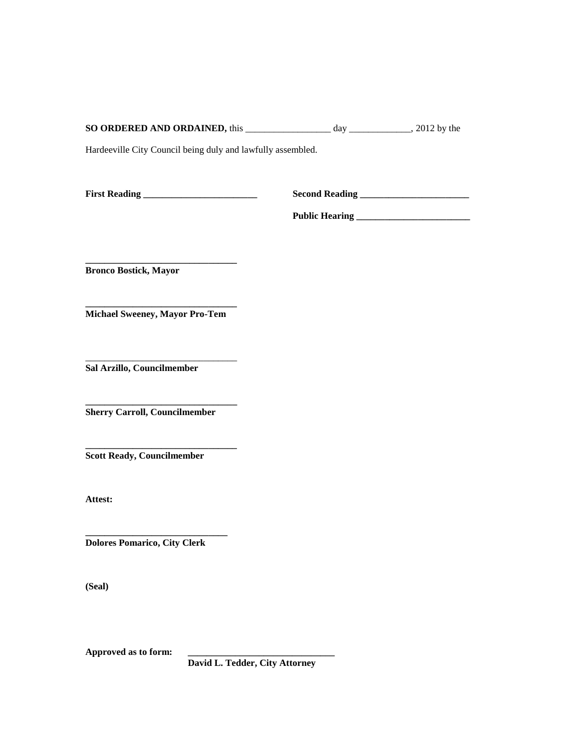**SO ORDERED AND ORDAINED,** this __________________ day _____________, 2012 by the Hardeeville City Council being duly and lawfully assembled.

**First Reading ________________________**

**Second Reading _______________________**

**Public Hearing ________________________**

**_______________________________**
**Bronco Bostick, Mayor**

**_______________________________**
**Michael Sweeney, Mayor Pro-Tem**

_______________________________
**Sal Arzillo, Councilmember**

**_______________________________**
**Sherry Carroll, Councilmember**

**_______________________________**
**Scott Ready, Councilmember**

**Attest:**

**_____________________________**
**Dolores Pomarico, City Clerk**

**(Seal)**

**Approved as to form:** **______________________________**
**David L. Tedder, City Attorney**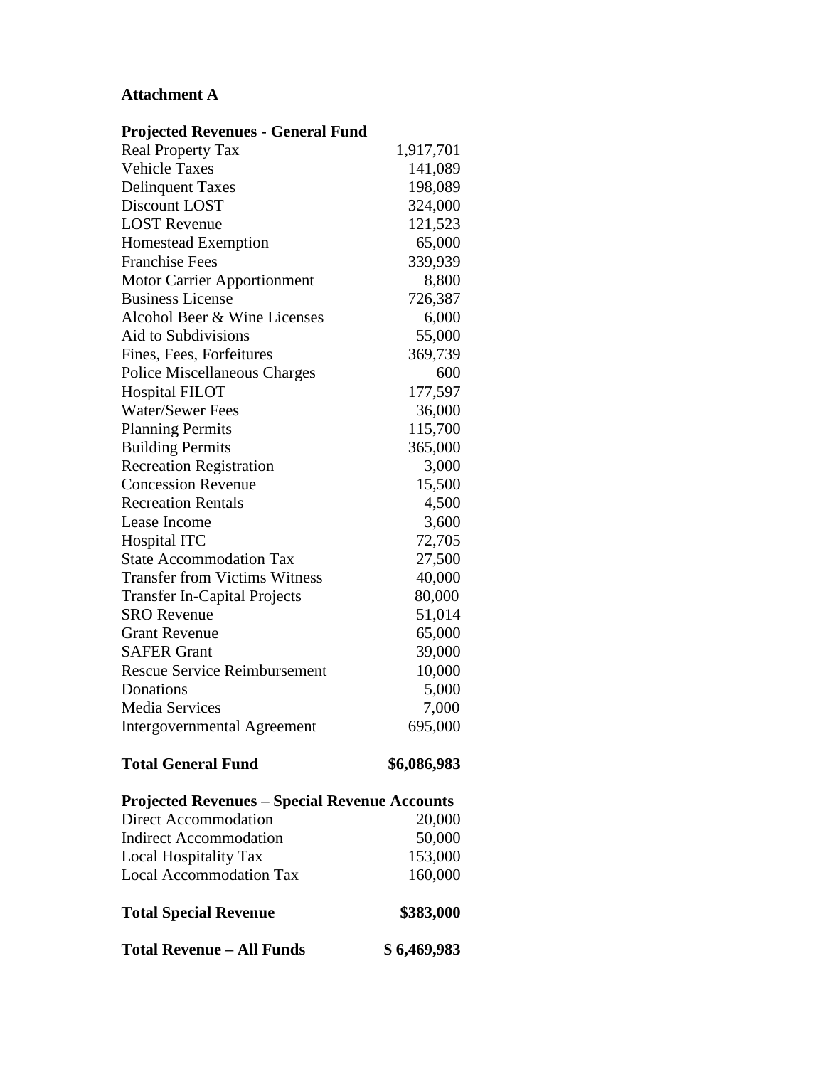**Attachment A**

**Projected Revenues - General Fund**

| | |
|---|---|
| Real Property Tax | 1,917,701 |
| Vehicle Taxes | 141,089 |
| Delinquent Taxes | 198,089 |
| Discount LOST | 324,000 |
| LOST Revenue | 121,523 |
| Homestead Exemption | 65,000 |
| Franchise Fees | 339,939 |
| Motor Carrier Apportionment | 8,800 |
| Business License | 726,387 |
| Alcohol Beer & Wine Licenses | 6,000 |
| Aid to Subdivisions | 55,000 |
| Fines, Fees, Forfeitures | 369,739 |
| Police Miscellaneous Charges | 600 |
| Hospital FILOT | 177,597 |
| Water/Sewer Fees | 36,000 |
| Planning Permits | 115,700 |
| Building Permits | 365,000 |
| Recreation Registration | 3,000 |
| Concession Revenue | 15,500 |
| Recreation Rentals | 4,500 |
| Lease Income | 3,600 |
| Hospital ITC | 72,705 |
| State Accommodation Tax | 27,500 |
| Transfer from Victims Witness | 40,000 |
| Transfer In-Capital Projects | 80,000 |
| SRO Revenue | 51,014 |
| Grant Revenue | 65,000 |
| SAFER Grant | 39,000 |
| Rescue Service Reimbursement | 10,000 |
| Donations | 5,000 |
| Media Services | 7,000 |
| Intergovernmental Agreement | 695,000 |
| **Total General Fund** | **$6,086,983** |

**Projected Revenues – Special Revenue Accounts**

| | |
|---|---|
| Direct Accommodation | 20,000 |
| Indirect Accommodation | 50,000 |
| Local Hospitality Tax | 153,000 |
| Local Accommodation Tax | 160,000 |
| **Total Special Revenue** | **$383,000** |
| **Total Revenue – All Funds** | **$ 6,469,983** |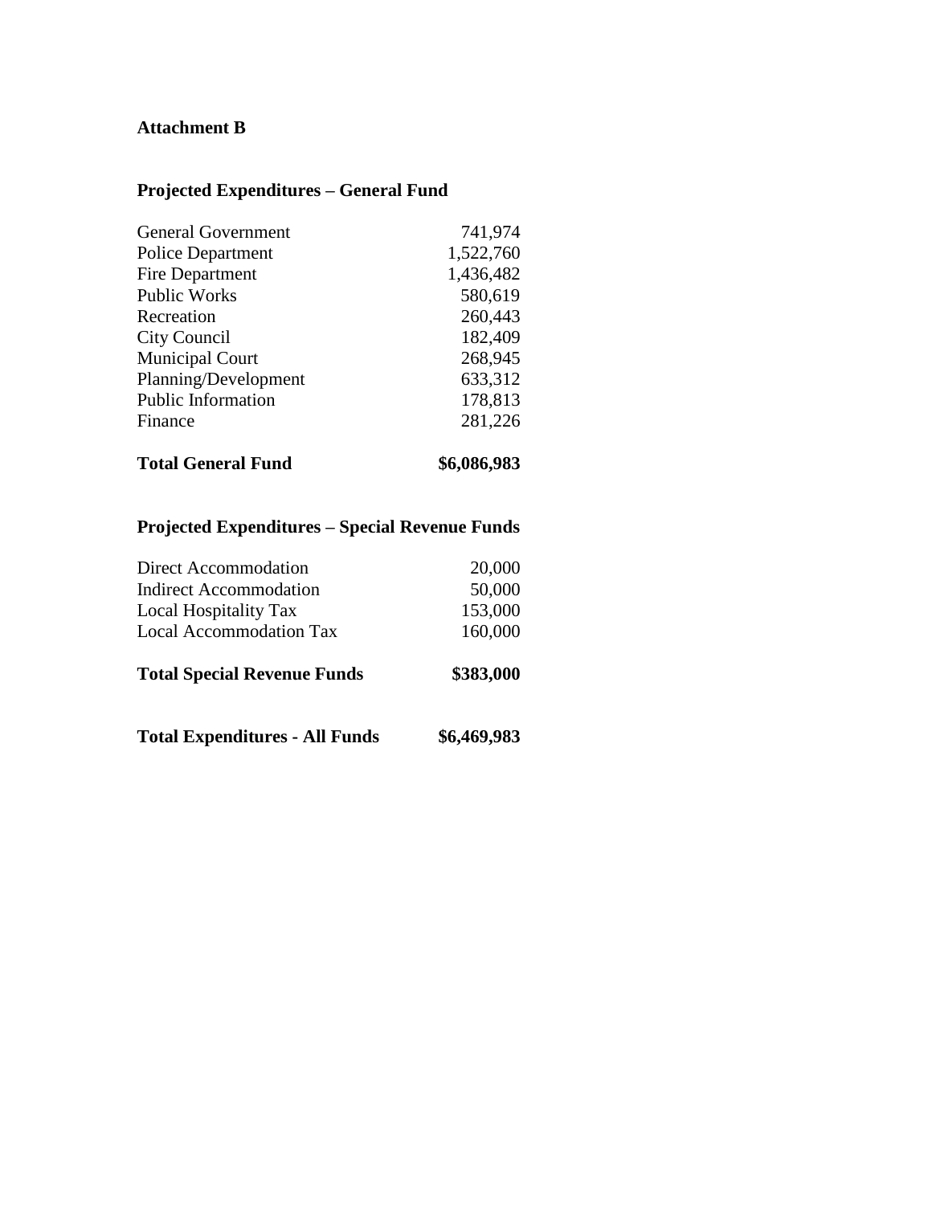**Attachment B**

## Projected Expenditures – General Fund

| | |
|---|---|
| General Government | 741,974 |
| Police Department | 1,522,760 |
| Fire Department | 1,436,482 |
| Public Works | 580,619 |
| Recreation | 260,443 |
| City Council | 182,409 |
| Municipal Court | 268,945 |
| Planning/Development | 633,312 |
| Public Information | 178,813 |
| Finance | 281,226 |
| **Total General Fund** | **$6,086,983** |

## Projected Expenditures – Special Revenue Funds

| | |
|---|---|
| Direct Accommodation | 20,000 |
| Indirect Accommodation | 50,000 |
| Local Hospitality Tax | 153,000 |
| Local Accommodation Tax | 160,000 |
| **Total Special Revenue Funds** | **$383,000** |

| | |
|---|---|
| **Total Expenditures - All Funds** | **$6,469,983** |